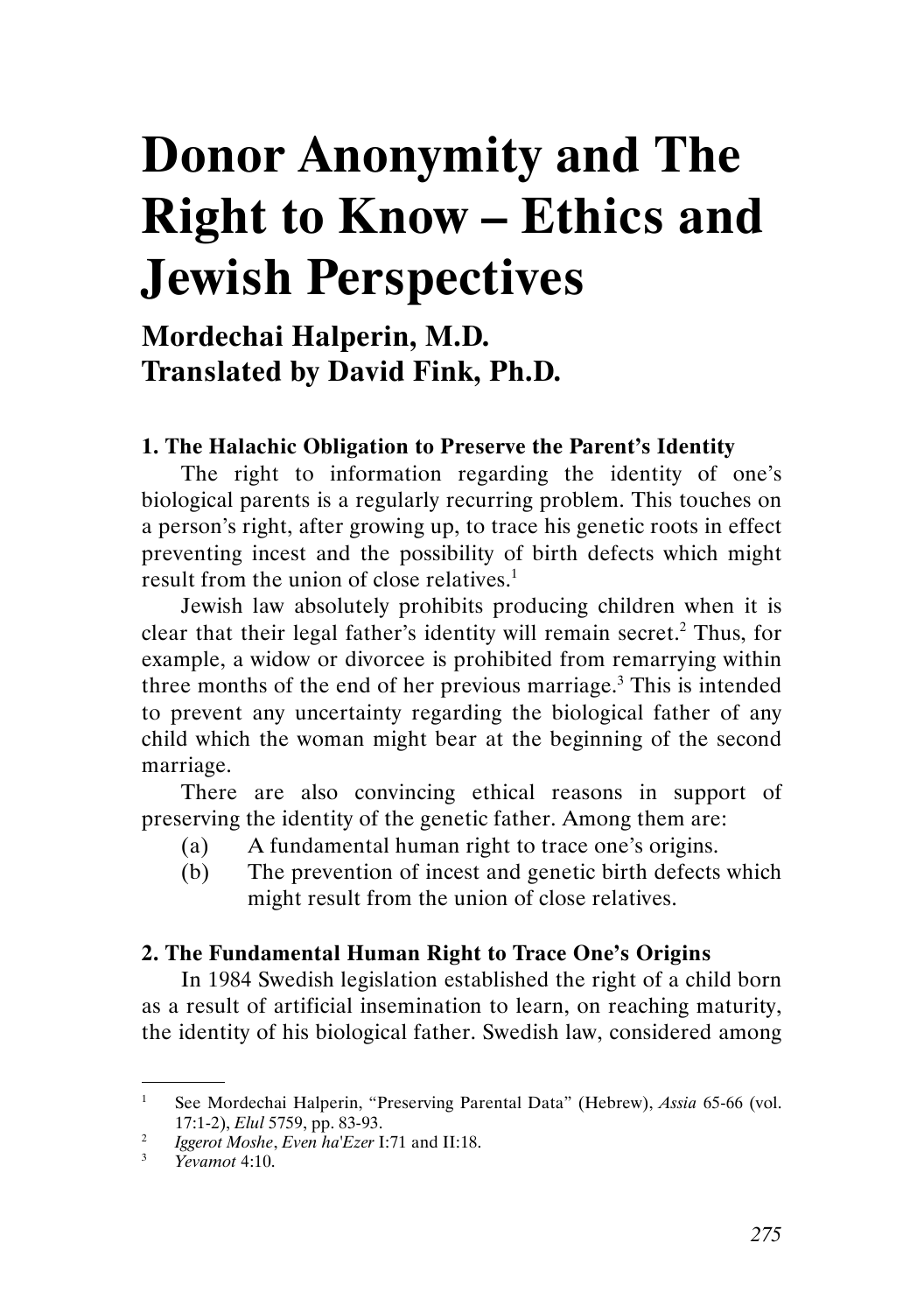# Donor Anonymity and The Right to Know – Ethics and Jewish Perspectives

**Mordechai Halperin, M.D.**
**Translated by David Fink, Ph.D.**

### 1. The Halachic Obligation to Preserve the Parent's Identity

The right to information regarding the identity of one's biological parents is a regularly recurring problem. This touches on a person's right, after growing up, to trace his genetic roots in effect preventing incest and the possibility of birth defects which might result from the union of close relatives.[1]

Jewish law absolutely prohibits producing children when it is clear that their legal father's identity will remain secret.[2] Thus, for example, a widow or divorcee is prohibited from remarrying within three months of the end of her previous marriage.[3] This is intended to prevent any uncertainty regarding the biological father of any child which the woman might bear at the beginning of the second marriage.

There are also convincing ethical reasons in support of preserving the identity of the genetic father. Among them are:

(a) A fundamental human right to trace one's origins.

(b) The prevention of incest and genetic birth defects which might result from the union of close relatives.

### 2. The Fundamental Human Right to Trace One's Origins

In 1984 Swedish legislation established the right of a child born as a result of artificial insemination to learn, on reaching maturity, the identity of his biological father. Swedish law, considered among

---

1. See Mordechai Halperin, "Preserving Parental Data" (Hebrew), *Assia* 65-66 (vol. 17:1-2), *Elul* 5759, pp. 83-93.
2. *Iggerot Moshe*, *Even ha'Ezer* I:71 and II:18.
3. *Yevamot* 4:10.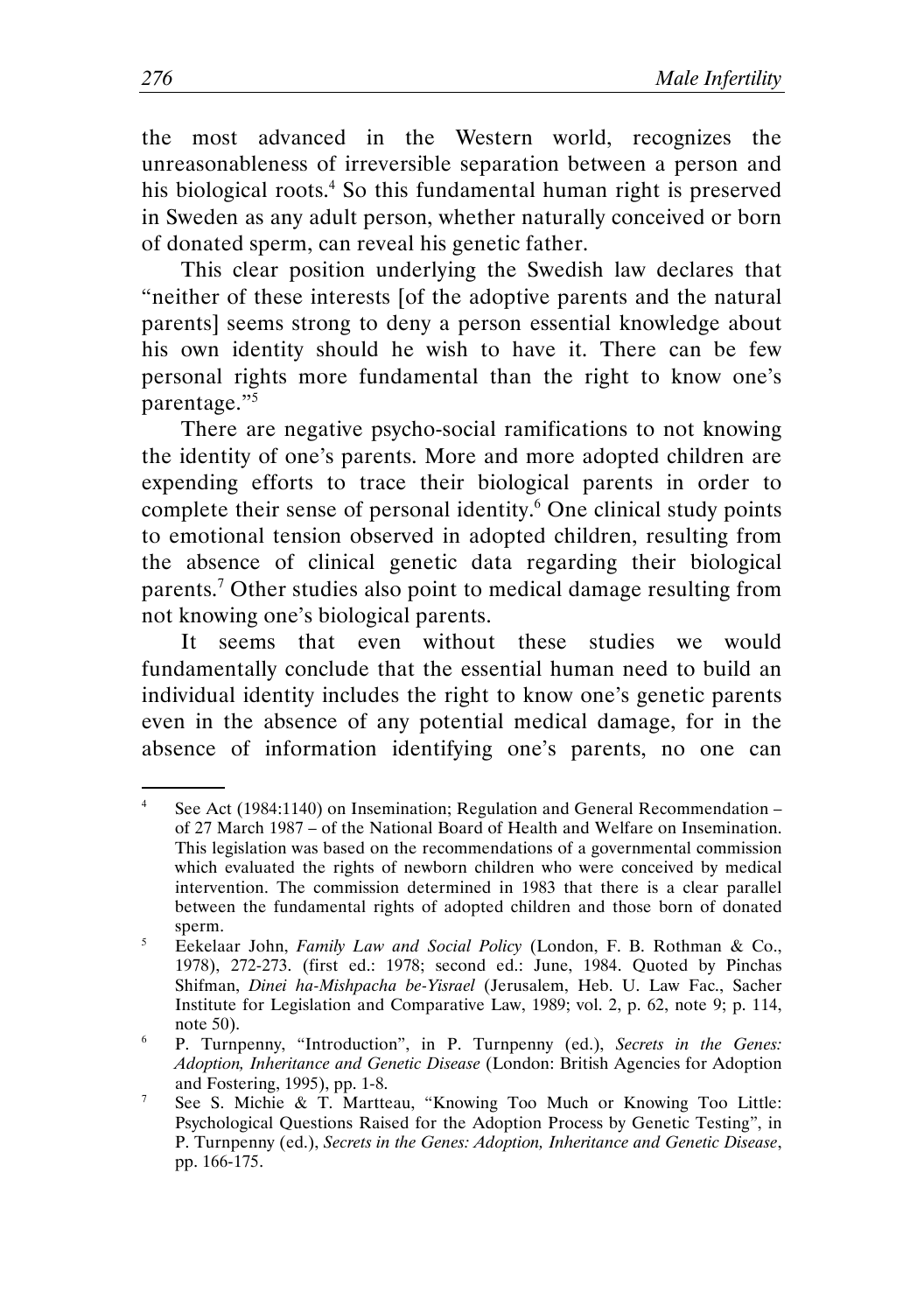the most advanced in the Western world, recognizes the unreasonableness of irreversible separation between a person and his biological roots.[4] So this fundamental human right is preserved in Sweden as any adult person, whether naturally conceived or born of donated sperm, can reveal his genetic father.

This clear position underlying the Swedish law declares that "neither of these interests [of the adoptive parents and the natural parents] seems strong to deny a person essential knowledge about his own identity should he wish to have it. There can be few personal rights more fundamental than the right to know one's parentage."[5]

There are negative psycho-social ramifications to not knowing the identity of one's parents. More and more adopted children are expending efforts to trace their biological parents in order to complete their sense of personal identity.[6] One clinical study points to emotional tension observed in adopted children, resulting from the absence of clinical genetic data regarding their biological parents.[7] Other studies also point to medical damage resulting from not knowing one's biological parents.

It seems that even without these studies we would fundamentally conclude that the essential human need to build an individual identity includes the right to know one's genetic parents even in the absence of any potential medical damage, for in the absence of information identifying one's parents, no one can

---

[4] See Act (1984:1140) on Insemination; Regulation and General Recommendation – of 27 March 1987 – of the National Board of Health and Welfare on Insemination. This legislation was based on the recommendations of a governmental commission which evaluated the rights of newborn children who were conceived by medical intervention. The commission determined in 1983 that there is a clear parallel between the fundamental rights of adopted children and those born of donated sperm.

[5] Eekelaar John, *Family Law and Social Policy* (London, F. B. Rothman & Co., 1978), 272-273. (first ed.: 1978; second ed.: June, 1984. Quoted by Pinchas Shifman, *Dinei ha-Mishpacha be-Yisrael* (Jerusalem, Heb. U. Law Fac., Sacher Institute for Legislation and Comparative Law, 1989; vol. 2, p. 62, note 9; p. 114, note 50).

[6] P. Turnpenny, "Introduction", in P. Turnpenny (ed.), *Secrets in the Genes: Adoption, Inheritance and Genetic Disease* (London: British Agencies for Adoption and Fostering, 1995), pp. 1-8.

[7] See S. Michie & T. Martteau, "Knowing Too Much or Knowing Too Little: Psychological Questions Raised for the Adoption Process by Genetic Testing", in P. Turnpenny (ed.), *Secrets in the Genes: Adoption, Inheritance and Genetic Disease*, pp. 166-175.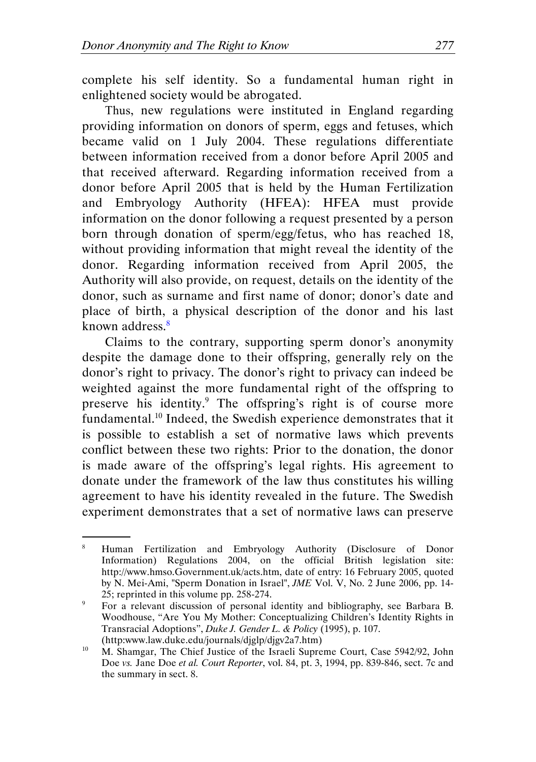complete his self identity. So a fundamental human right in enlightened society would be abrogated.

Thus, new regulations were instituted in England regarding providing information on donors of sperm, eggs and fetuses, which became valid on 1 July 2004. These regulations differentiate between information received from a donor before April 2005 and that received afterward. Regarding information received from a donor before April 2005 that is held by the Human Fertilization and Embryology Authority (HFEA): HFEA must provide information on the donor following a request presented by a person born through donation of sperm/egg/fetus, who has reached 18, without providing information that might reveal the identity of the donor. Regarding information received from April 2005, the Authority will also provide, on request, details on the identity of the donor, such as surname and first name of donor; donor's date and place of birth, a physical description of the donor and his last known address.[8]

Claims to the contrary, supporting sperm donor's anonymity despite the damage done to their offspring, generally rely on the donor's right to privacy. The donor's right to privacy can indeed be weighted against the more fundamental right of the offspring to preserve his identity.[9] The offspring's right is of course more fundamental.[10] Indeed, the Swedish experience demonstrates that it is possible to establish a set of normative laws which prevents conflict between these two rights: Prior to the donation, the donor is made aware of the offspring's legal rights. His agreement to donate under the framework of the law thus constitutes his willing agreement to have his identity revealed in the future. The Swedish experiment demonstrates that a set of normative laws can preserve

---

[8] Human Fertilization and Embryology Authority (Disclosure of Donor Information) Regulations 2004, on the official British legislation site: http://www.hmso.Government.uk/acts.htm, date of entry: 16 February 2005, quoted by N. Mei-Ami, "Sperm Donation in Israel", *JME* Vol. V, No. 2 June 2006, pp. 14-25; reprinted in this volume pp. 258-274.

[9] For a relevant discussion of personal identity and bibliography, see Barbara B. Woodhouse, "Are You My Mother: Conceptualizing Children's Identity Rights in Transracial Adoptions", *Duke J. Gender L. & Policy* (1995), p. 107. (http:www.law.duke.edu/journals/djglp/djgv2a7.htm)

[10] M. Shamgar, The Chief Justice of the Israeli Supreme Court, Case 5942/92, John Doe *vs.* Jane Doe *et al. Court Reporter*, vol. 84, pt. 3, 1994, pp. 839-846, sect. 7c and the summary in sect. 8.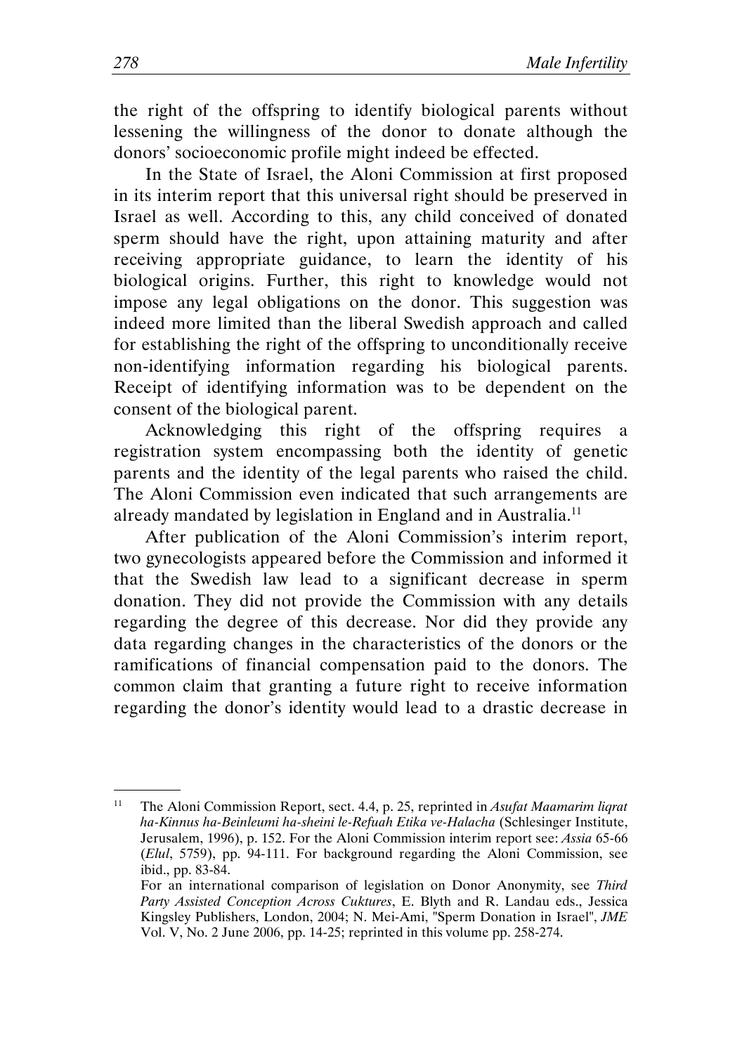the right of the offspring to identify biological parents without lessening the willingness of the donor to donate although the donors' socioeconomic profile might indeed be effected.

In the State of Israel, the Aloni Commission at first proposed in its interim report that this universal right should be preserved in Israel as well. According to this, any child conceived of donated sperm should have the right, upon attaining maturity and after receiving appropriate guidance, to learn the identity of his biological origins. Further, this right to knowledge would not impose any legal obligations on the donor. This suggestion was indeed more limited than the liberal Swedish approach and called for establishing the right of the offspring to unconditionally receive non-identifying information regarding his biological parents. Receipt of identifying information was to be dependent on the consent of the biological parent.

Acknowledging this right of the offspring requires a registration system encompassing both the identity of genetic parents and the identity of the legal parents who raised the child. The Aloni Commission even indicated that such arrangements are already mandated by legislation in England and in Australia.[11]

After publication of the Aloni Commission's interim report, two gynecologists appeared before the Commission and informed it that the Swedish law lead to a significant decrease in sperm donation. They did not provide the Commission with any details regarding the degree of this decrease. Nor did they provide any data regarding changes in the characteristics of the donors or the ramifications of financial compensation paid to the donors. The common claim that granting a future right to receive information regarding the donor's identity would lead to a drastic decrease in

---

[11] The Aloni Commission Report, sect. 4.4, p. 25, reprinted in *Asufat Maamarim liqrat ha-Kinnus ha-Beinleumi ha-sheini le-Refuah Etika ve-Halacha* (Schlesinger Institute, Jerusalem, 1996), p. 152. For the Aloni Commission interim report see: *Assia* 65-66 (*Elul*, 5759), pp. 94-111. For background regarding the Aloni Commission, see ibid., pp. 83-84.
For an international comparison of legislation on Donor Anonymity, see *Third Party Assisted Conception Across Cuktures*, E. Blyth and R. Landau eds., Jessica Kingsley Publishers, London, 2004; N. Mei-Ami, "Sperm Donation in Israel", *JME* Vol. V, No. 2 June 2006, pp. 14-25; reprinted in this volume pp. 258-274.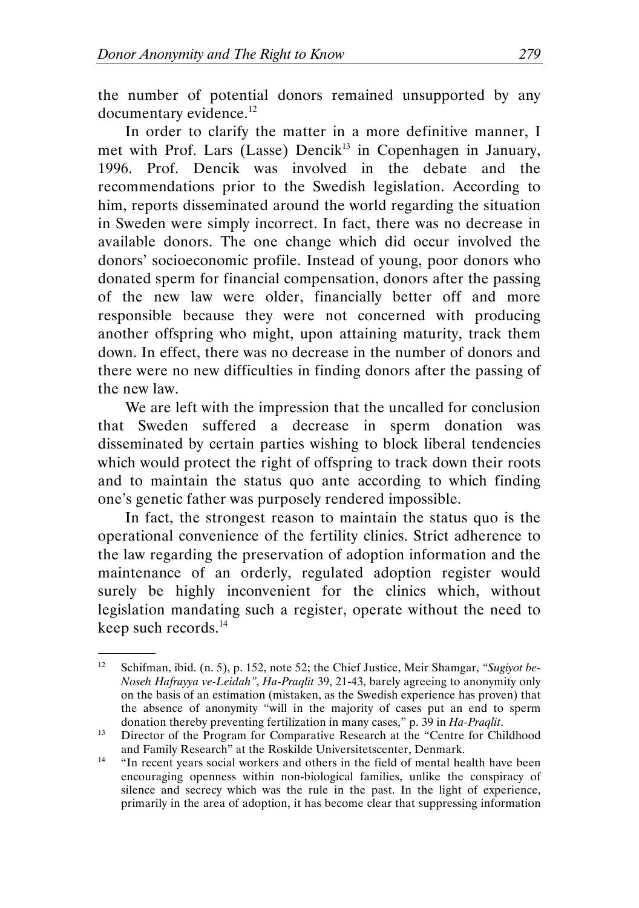the number of potential donors remained unsupported by any documentary evidence.[12]

In order to clarify the matter in a more definitive manner, I met with Prof. Lars (Lasse) Dencik[13] in Copenhagen in January, 1996. Prof. Dencik was involved in the debate and the recommendations prior to the Swedish legislation. According to him, reports disseminated around the world regarding the situation in Sweden were simply incorrect. In fact, there was no decrease in available donors. The one change which did occur involved the donors' socioeconomic profile. Instead of young, poor donors who donated sperm for financial compensation, donors after the passing of the new law were older, financially better off and more responsible because they were not concerned with producing another offspring who might, upon attaining maturity, track them down. In effect, there was no decrease in the number of donors and there were no new difficulties in finding donors after the passing of the new law.

We are left with the impression that the uncalled for conclusion that Sweden suffered a decrease in sperm donation was disseminated by certain parties wishing to block liberal tendencies which would protect the right of offspring to track down their roots and to maintain the status quo ante according to which finding one's genetic father was purposely rendered impossible.

In fact, the strongest reason to maintain the status quo is the operational convenience of the fertility clinics. Strict adherence to the law regarding the preservation of adoption information and the maintenance of an orderly, regulated adoption register would surely be highly inconvenient for the clinics which, without legislation mandating such a register, operate without the need to keep such records.[14]

---

[12] Schifman, ibid. (n. 5), p. 152, note 52; the Chief Justice, Meir Shamgar, *"Sugiyot be-Noseh Hafrayya ve-Leidah"*, *Ha-Praqlit* 39, 21-43, barely agreeing to anonymity only on the basis of an estimation (mistaken, as the Swedish experience has proven) that the absence of anonymity "will in the majority of cases put an end to sperm donation thereby preventing fertilization in many cases," p. 39 in *Ha-Praqlit*.

[13] Director of the Program for Comparative Research at the "Centre for Childhood and Family Research" at the Roskilde Universitetscenter, Denmark.

[14] "In recent years social workers and others in the field of mental health have been encouraging openness within non-biological families, unlike the conspiracy of silence and secrecy which was the rule in the past. In the light of experience, primarily in the area of adoption, it has become clear that suppressing information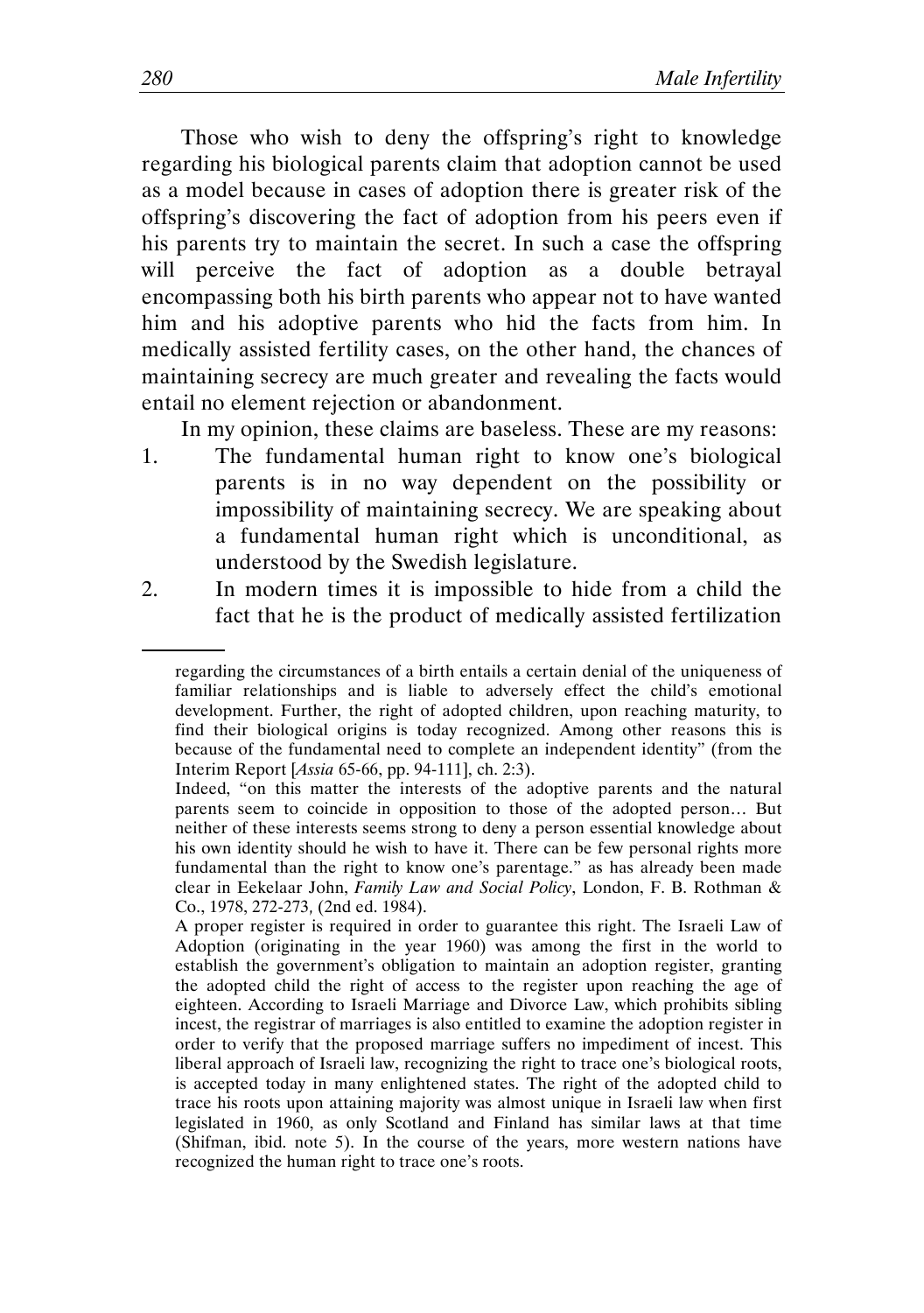Those who wish to deny the offspring's right to knowledge regarding his biological parents claim that adoption cannot be used as a model because in cases of adoption there is greater risk of the offspring's discovering the fact of adoption from his peers even if his parents try to maintain the secret. In such a case the offspring will perceive the fact of adoption as a double betrayal encompassing both his birth parents who appear not to have wanted him and his adoptive parents who hid the facts from him. In medically assisted fertility cases, on the other hand, the chances of maintaining secrecy are much greater and revealing the facts would entail no element rejection or abandonment.

In my opinion, these claims are baseless. These are my reasons:

1. The fundamental human right to know one's biological parents is in no way dependent on the possibility or impossibility of maintaining secrecy. We are speaking about a fundamental human right which is unconditional, as understood by the Swedish legislature.
2. In modern times it is impossible to hide from a child the fact that he is the product of medically assisted fertilization

---

regarding the circumstances of a birth entails a certain denial of the uniqueness of familiar relationships and is liable to adversely effect the child's emotional development. Further, the right of adopted children, upon reaching maturity, to find their biological origins is today recognized. Among other reasons this is because of the fundamental need to complete an independent identity" (from the Interim Report [*Assia* 65-66, pp. 94-111], ch. 2:3).

Indeed, "on this matter the interests of the adoptive parents and the natural parents seem to coincide in opposition to those of the adopted person… But neither of these interests seems strong to deny a person essential knowledge about his own identity should he wish to have it. There can be few personal rights more fundamental than the right to know one's parentage." as has already been made clear in Eekelaar John, *Family Law and Social Policy*, London, F. B. Rothman & Co., 1978, 272-273, (2nd ed. 1984).

A proper register is required in order to guarantee this right. The Israeli Law of Adoption (originating in the year 1960) was among the first in the world to establish the government's obligation to maintain an adoption register, granting the adopted child the right of access to the register upon reaching the age of eighteen. According to Israeli Marriage and Divorce Law, which prohibits sibling incest, the registrar of marriages is also entitled to examine the adoption register in order to verify that the proposed marriage suffers no impediment of incest. This liberal approach of Israeli law, recognizing the right to trace one's biological roots, is accepted today in many enlightened states. The right of the adopted child to trace his roots upon attaining majority was almost unique in Israeli law when first legislated in 1960, as only Scotland and Finland has similar laws at that time (Shifman, ibid. note 5). In the course of the years, more western nations have recognized the human right to trace one's roots.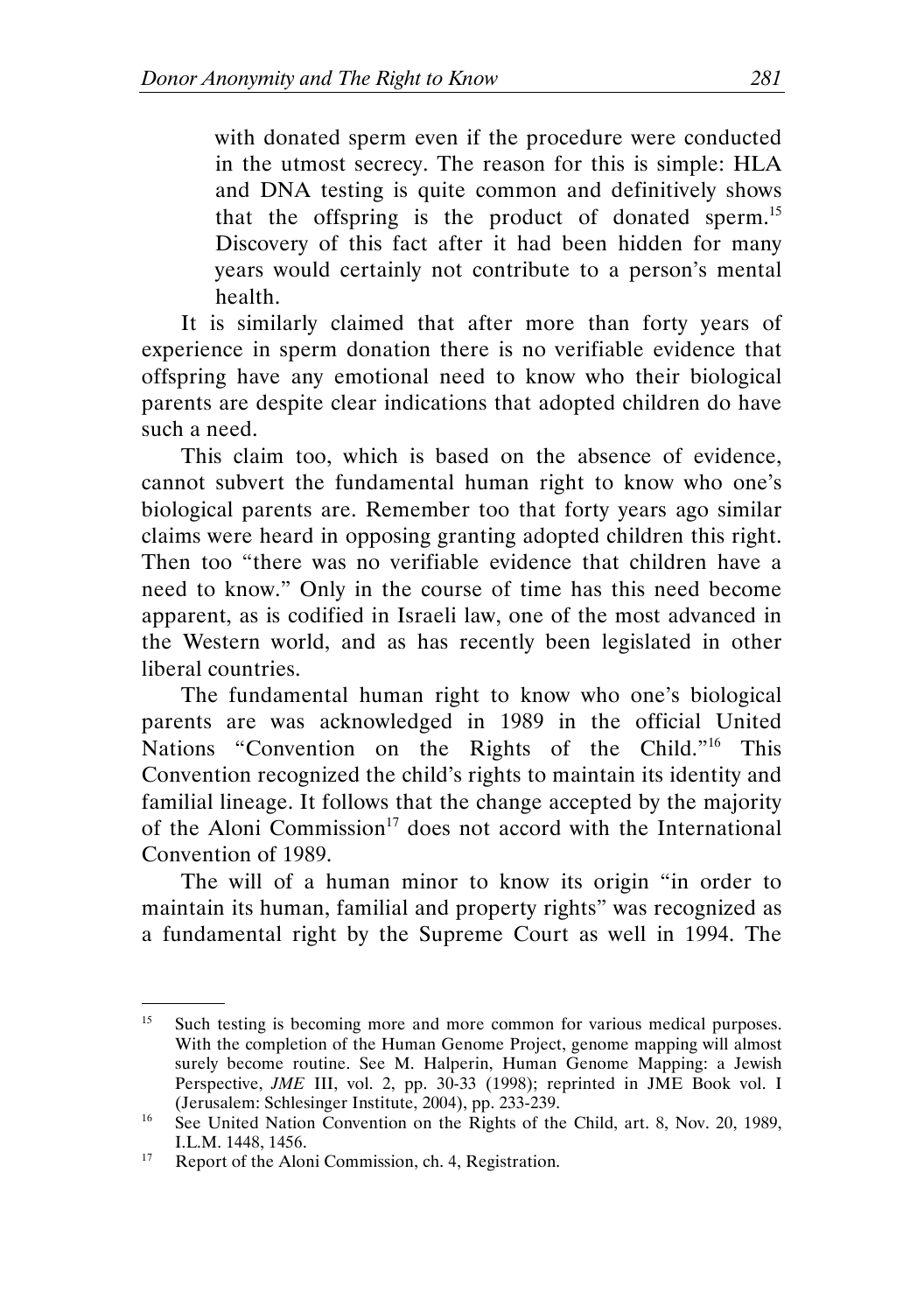with donated sperm even if the procedure were conducted in the utmost secrecy. The reason for this is simple: HLA and DNA testing is quite common and definitively shows that the offspring is the product of donated sperm.[15] Discovery of this fact after it had been hidden for many years would certainly not contribute to a person's mental health.

It is similarly claimed that after more than forty years of experience in sperm donation there is no verifiable evidence that offspring have any emotional need to know who their biological parents are despite clear indications that adopted children do have such a need.

This claim too, which is based on the absence of evidence, cannot subvert the fundamental human right to know who one's biological parents are. Remember too that forty years ago similar claims were heard in opposing granting adopted children this right. Then too "there was no verifiable evidence that children have a need to know." Only in the course of time has this need become apparent, as is codified in Israeli law, one of the most advanced in the Western world, and as has recently been legislated in other liberal countries.

The fundamental human right to know who one's biological parents are was acknowledged in 1989 in the official United Nations "Convention on the Rights of the Child."[16] This Convention recognized the child's rights to maintain its identity and familial lineage. It follows that the change accepted by the majority of the Aloni Commission[17] does not accord with the International Convention of 1989.

The will of a human minor to know its origin "in order to maintain its human, familial and property rights" was recognized as a fundamental right by the Supreme Court as well in 1994. The

---

[15] Such testing is becoming more and more common for various medical purposes. With the completion of the Human Genome Project, genome mapping will almost surely become routine. See M. Halperin, Human Genome Mapping: a Jewish Perspective, *JME* III, vol. 2, pp. 30-33 (1998); reprinted in JME Book vol. I (Jerusalem: Schlesinger Institute, 2004), pp. 233-239.

[16] See United Nation Convention on the Rights of the Child, art. 8, Nov. 20, 1989, I.L.M. 1448, 1456.

[17] Report of the Aloni Commission, ch. 4, Registration.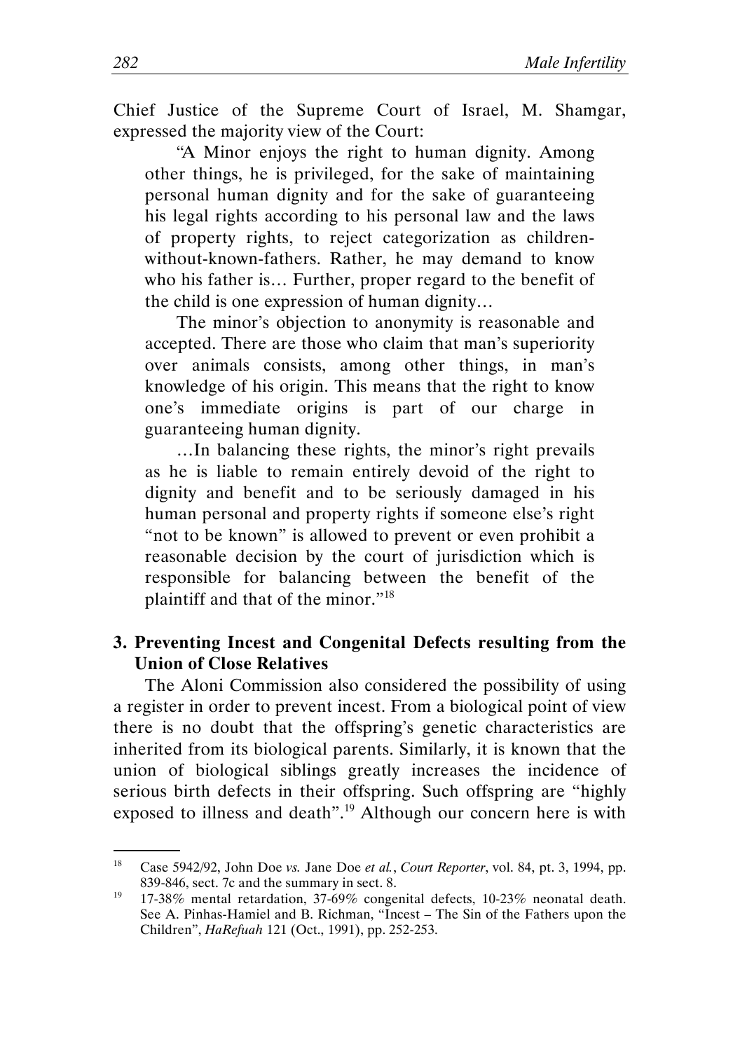Chief Justice of the Supreme Court of Israel, M. Shamgar, expressed the majority view of the Court:

> "A Minor enjoys the right to human dignity. Among other things, he is privileged, for the sake of maintaining personal human dignity and for the sake of guaranteeing his legal rights according to his personal law and the laws of property rights, to reject categorization as children-without-known-fathers. Rather, he may demand to know who his father is… Further, proper regard to the benefit of the child is one expression of human dignity…
>
> The minor's objection to anonymity is reasonable and accepted. There are those who claim that man's superiority over animals consists, among other things, in man's knowledge of his origin. This means that the right to know one's immediate origins is part of our charge in guaranteeing human dignity.
>
> …In balancing these rights, the minor's right prevails as he is liable to remain entirely devoid of the right to dignity and benefit and to be seriously damaged in his human personal and property rights if someone else's right "not to be known" is allowed to prevent or even prohibit a reasonable decision by the court of jurisdiction which is responsible for balancing between the benefit of the plaintiff and that of the minor."[18]

### 3. Preventing Incest and Congenital Defects resulting from the Union of Close Relatives

The Aloni Commission also considered the possibility of using a register in order to prevent incest. From a biological point of view there is no doubt that the offspring's genetic characteristics are inherited from its biological parents. Similarly, it is known that the union of biological siblings greatly increases the incidence of serious birth defects in their offspring. Such offspring are "highly exposed to illness and death".[19] Although our concern here is with

---

[18] Case 5942/92, John Doe *vs.* Jane Doe *et al.*, *Court Reporter*, vol. 84, pt. 3, 1994, pp. 839-846, sect. 7c and the summary in sect. 8.

[19] 17-38% mental retardation, 37-69% congenital defects, 10-23% neonatal death. See A. Pinhas-Hamiel and B. Richman, "Incest – The Sin of the Fathers upon the Children", *HaRefuah* 121 (Oct., 1991), pp. 252-253.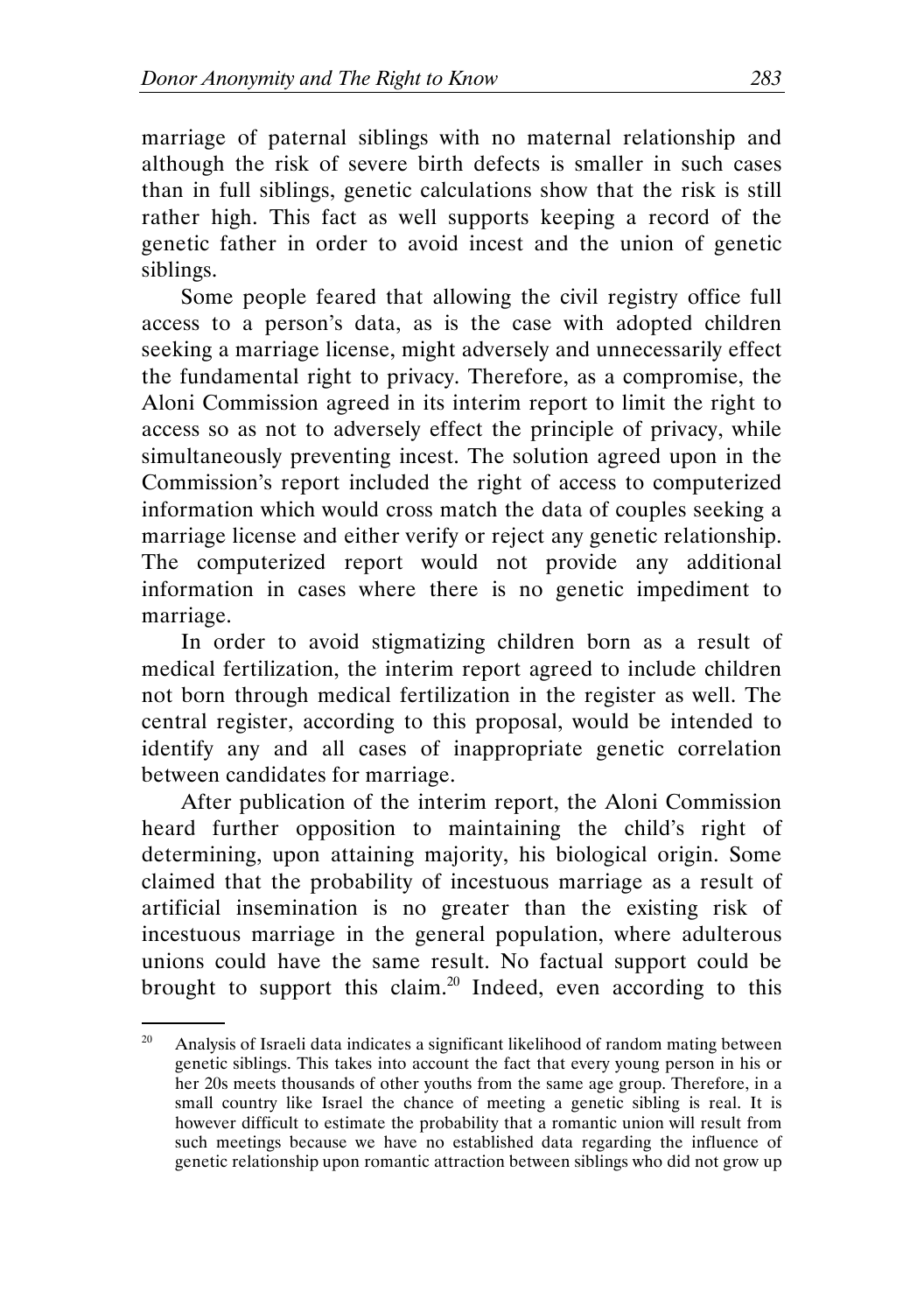marriage of paternal siblings with no maternal relationship and although the risk of severe birth defects is smaller in such cases than in full siblings, genetic calculations show that the risk is still rather high. This fact as well supports keeping a record of the genetic father in order to avoid incest and the union of genetic siblings.

Some people feared that allowing the civil registry office full access to a person's data, as is the case with adopted children seeking a marriage license, might adversely and unnecessarily effect the fundamental right to privacy. Therefore, as a compromise, the Aloni Commission agreed in its interim report to limit the right to access so as not to adversely effect the principle of privacy, while simultaneously preventing incest. The solution agreed upon in the Commission's report included the right of access to computerized information which would cross match the data of couples seeking a marriage license and either verify or reject any genetic relationship. The computerized report would not provide any additional information in cases where there is no genetic impediment to marriage.

In order to avoid stigmatizing children born as a result of medical fertilization, the interim report agreed to include children not born through medical fertilization in the register as well. The central register, according to this proposal, would be intended to identify any and all cases of inappropriate genetic correlation between candidates for marriage.

After publication of the interim report, the Aloni Commission heard further opposition to maintaining the child's right of determining, upon attaining majority, his biological origin. Some claimed that the probability of incestuous marriage as a result of artificial insemination is no greater than the existing risk of incestuous marriage in the general population, where adulterous unions could have the same result. No factual support could be brought to support this claim.[20] Indeed, even according to this

[20] Analysis of Israeli data indicates a significant likelihood of random mating between genetic siblings. This takes into account the fact that every young person in his or her 20s meets thousands of other youths from the same age group. Therefore, in a small country like Israel the chance of meeting a genetic sibling is real. It is however difficult to estimate the probability that a romantic union will result from such meetings because we have no established data regarding the influence of genetic relationship upon romantic attraction between siblings who did not grow up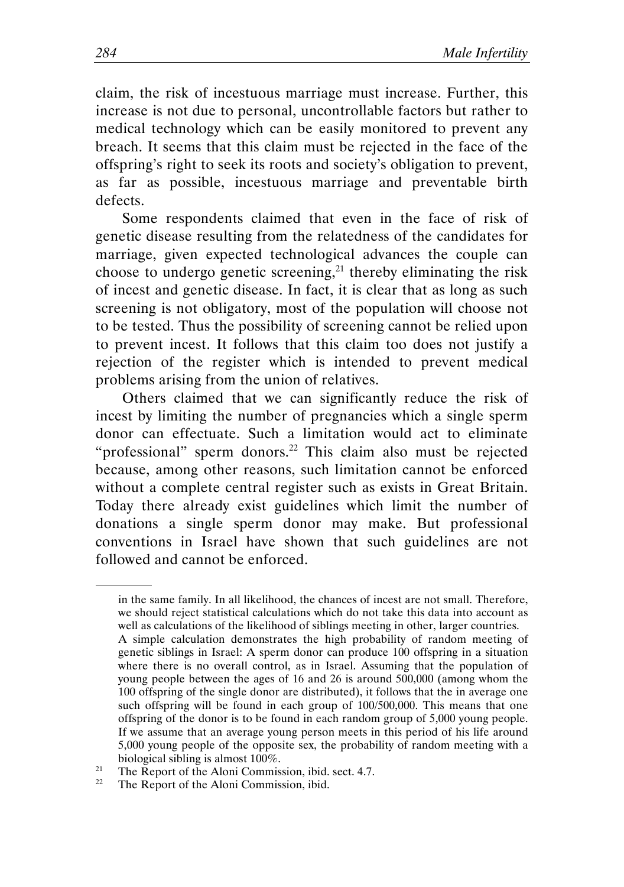claim, the risk of incestuous marriage must increase. Further, this increase is not due to personal, uncontrollable factors but rather to medical technology which can be easily monitored to prevent any breach. It seems that this claim must be rejected in the face of the offspring's right to seek its roots and society's obligation to prevent, as far as possible, incestuous marriage and preventable birth defects.

Some respondents claimed that even in the face of risk of genetic disease resulting from the relatedness of the candidates for marriage, given expected technological advances the couple can choose to undergo genetic screening,[21] thereby eliminating the risk of incest and genetic disease. In fact, it is clear that as long as such screening is not obligatory, most of the population will choose not to be tested. Thus the possibility of screening cannot be relied upon to prevent incest. It follows that this claim too does not justify a rejection of the register which is intended to prevent medical problems arising from the union of relatives.

Others claimed that we can significantly reduce the risk of incest by limiting the number of pregnancies which a single sperm donor can effectuate. Such a limitation would act to eliminate "professional" sperm donors.[22] This claim also must be rejected because, among other reasons, such limitation cannot be enforced without a complete central register such as exists in Great Britain. Today there already exist guidelines which limit the number of donations a single sperm donor may make. But professional conventions in Israel have shown that such guidelines are not followed and cannot be enforced.

---

in the same family. In all likelihood, the chances of incest are not small. Therefore, we should reject statistical calculations which do not take this data into account as well as calculations of the likelihood of siblings meeting in other, larger countries.
A simple calculation demonstrates the high probability of random meeting of genetic siblings in Israel: A sperm donor can produce 100 offspring in a situation where there is no overall control, as in Israel. Assuming that the population of young people between the ages of 16 and 26 is around 500,000 (among whom the 100 offspring of the single donor are distributed), it follows that the in average one such offspring will be found in each group of 100/500,000. This means that one offspring of the donor is to be found in each random group of 5,000 young people. If we assume that an average young person meets in this period of his life around 5,000 young people of the opposite sex, the probability of random meeting with a biological sibling is almost 100%.

21 The Report of the Aloni Commission, ibid. sect. 4.7.

22 The Report of the Aloni Commission, ibid.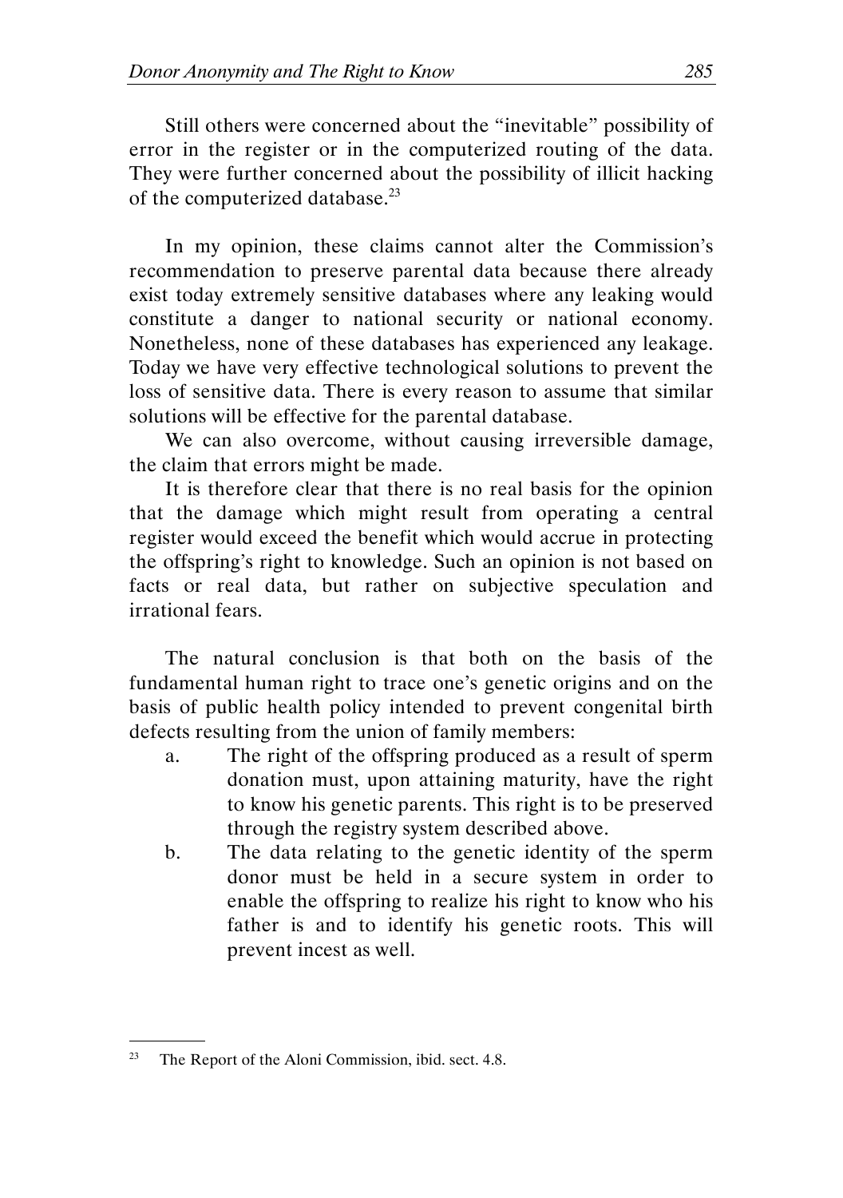Still others were concerned about the "inevitable" possibility of error in the register or in the computerized routing of the data. They were further concerned about the possibility of illicit hacking of the computerized database.[23]

In my opinion, these claims cannot alter the Commission's recommendation to preserve parental data because there already exist today extremely sensitive databases where any leaking would constitute a danger to national security or national economy. Nonetheless, none of these databases has experienced any leakage. Today we have very effective technological solutions to prevent the loss of sensitive data. There is every reason to assume that similar solutions will be effective for the parental database.

We can also overcome, without causing irreversible damage, the claim that errors might be made.

It is therefore clear that there is no real basis for the opinion that the damage which might result from operating a central register would exceed the benefit which would accrue in protecting the offspring's right to knowledge. Such an opinion is not based on facts or real data, but rather on subjective speculation and irrational fears.

The natural conclusion is that both on the basis of the fundamental human right to trace one's genetic origins and on the basis of public health policy intended to prevent congenital birth defects resulting from the union of family members:

a. The right of the offspring produced as a result of sperm donation must, upon attaining maturity, have the right to know his genetic parents. This right is to be preserved through the registry system described above.

b. The data relating to the genetic identity of the sperm donor must be held in a secure system in order to enable the offspring to realize his right to know who his father is and to identify his genetic roots. This will prevent incest as well.

---

[23] The Report of the Aloni Commission, ibid. sect. 4.8.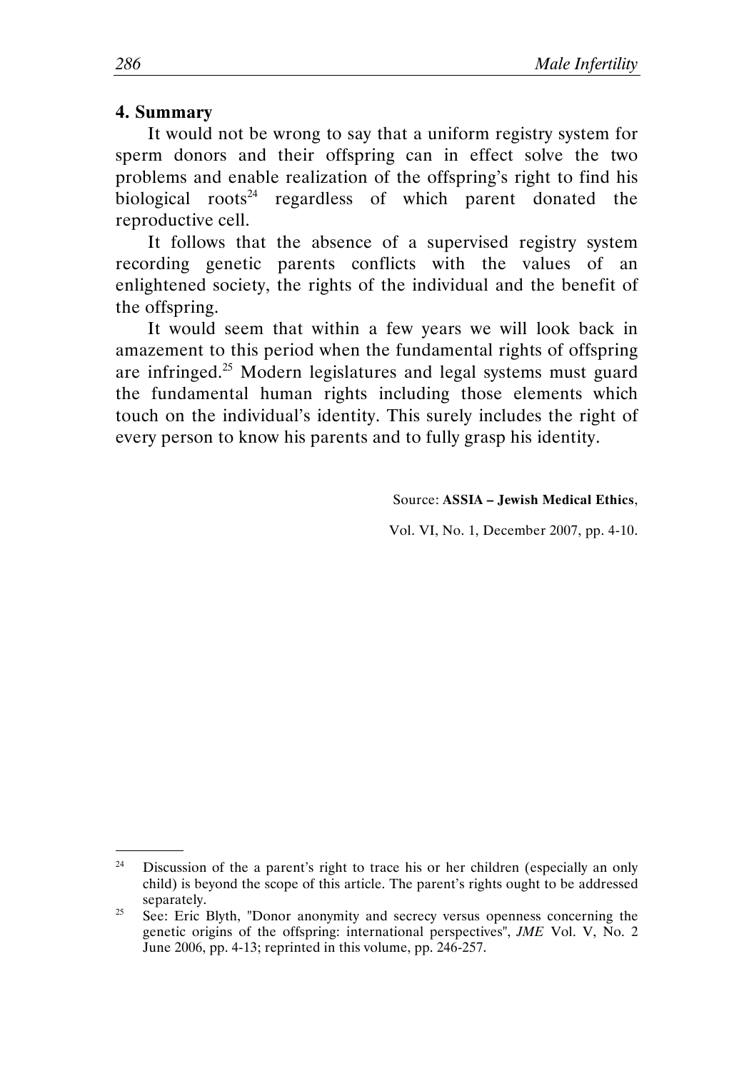## 4. Summary

It would not be wrong to say that a uniform registry system for sperm donors and their offspring can in effect solve the two problems and enable realization of the offspring's right to find his biological roots[24] regardless of which parent donated the reproductive cell.

It follows that the absence of a supervised registry system recording genetic parents conflicts with the values of an enlightened society, the rights of the individual and the benefit of the offspring.

It would seem that within a few years we will look back in amazement to this period when the fundamental rights of offspring are infringed.[25] Modern legislatures and legal systems must guard the fundamental human rights including those elements which touch on the individual's identity. This surely includes the right of every person to know his parents and to fully grasp his identity.

Source: **ASSIA – Jewish Medical Ethics**,

Vol. VI, No. 1, December 2007, pp. 4-10.

---

[24] Discussion of the a parent's right to trace his or her children (especially an only child) is beyond the scope of this article. The parent's rights ought to be addressed separately.

[25] See: Eric Blyth, "Donor anonymity and secrecy versus openness concerning the genetic origins of the offspring: international perspectives", *JME* Vol. V, No. 2 June 2006, pp. 4-13; reprinted in this volume, pp. 246-257.